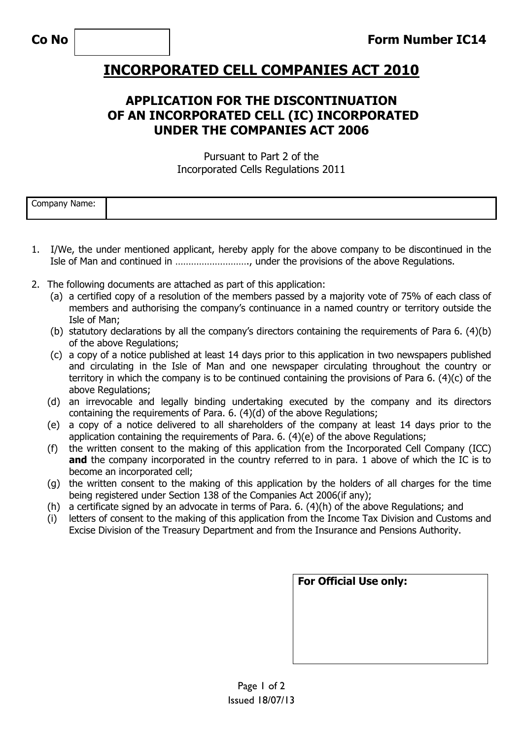**Co No** | |

**Form Number IC14**

# INCORPORATED CELL COMPANIES ACT 2010

## APPLICATION FOR THE DISCONTINUATION OF AN INCORPORATED CELL (IC) INCORPORATED UNDER THE COMPANIES ACT 2006

Pursuant to Part 2 of the
Incorporated Cells Regulations 2011

| Company Name: | |
|---|---|

1. I/We, the under mentioned applicant, hereby apply for the above company to be discontinued in the Isle of Man and continued in ………………………, under the provisions of the above Regulations.

2. The following documents are attached as part of this application:
   - (a) a certified copy of a resolution of the members passed by a majority vote of 75% of each class of members and authorising the company's continuance in a named country or territory outside the Isle of Man;
   - (b) statutory declarations by all the company's directors containing the requirements of Para 6. (4)(b) of the above Regulations;
   - (c) a copy of a notice published at least 14 days prior to this application in two newspapers published and circulating in the Isle of Man and one newspaper circulating throughout the country or territory in which the company is to be continued containing the provisions of Para 6. (4)(c) of the above Regulations;
   - (d) an irrevocable and legally binding undertaking executed by the company and its directors containing the requirements of Para. 6. (4)(d) of the above Regulations;
   - (e) a copy of a notice delivered to all shareholders of the company at least 14 days prior to the application containing the requirements of Para. 6. (4)(e) of the above Regulations;
   - (f) the written consent to the making of this application from the Incorporated Cell Company (ICC) **and** the company incorporated in the country referred to in para. 1 above of which the IC is to become an incorporated cell;
   - (g) the written consent to the making of this application by the holders of all charges for the time being registered under Section 138 of the Companies Act 2006(if any);
   - (h) a certificate signed by an advocate in terms of Para. 6. (4)(h) of the above Regulations; and
   - (i) letters of consent to the making of this application from the Income Tax Division and Customs and Excise Division of the Treasury Department and from the Insurance and Pensions Authority.

| **For Official Use only:** |
|---|
| |

Issued 18/07/13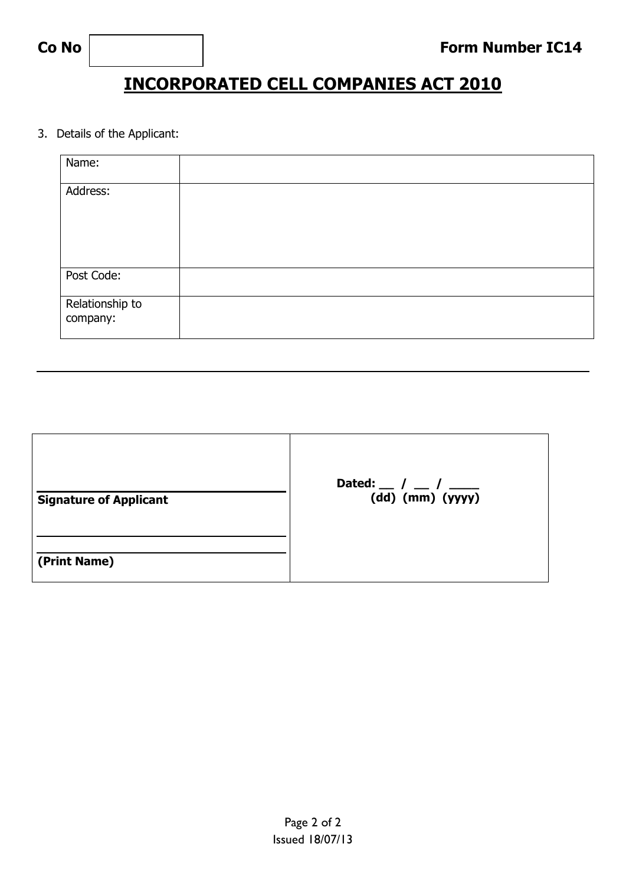**Co No** | |

**Form Number IC14**

# INCORPORATED CELL COMPANIES ACT 2010

3. Details of the Applicant:

| | |
|---|---|
| Name: | |
| Address: | |
| Post Code: | |
| Relationship to company: | |

---

| | |
|---|---|
| **Signature of Applicant** | **Dated: __ / __ / ____** **(dd) (mm) (yyyy)** |
| **(Print Name)** | |

Issued 18/07/13